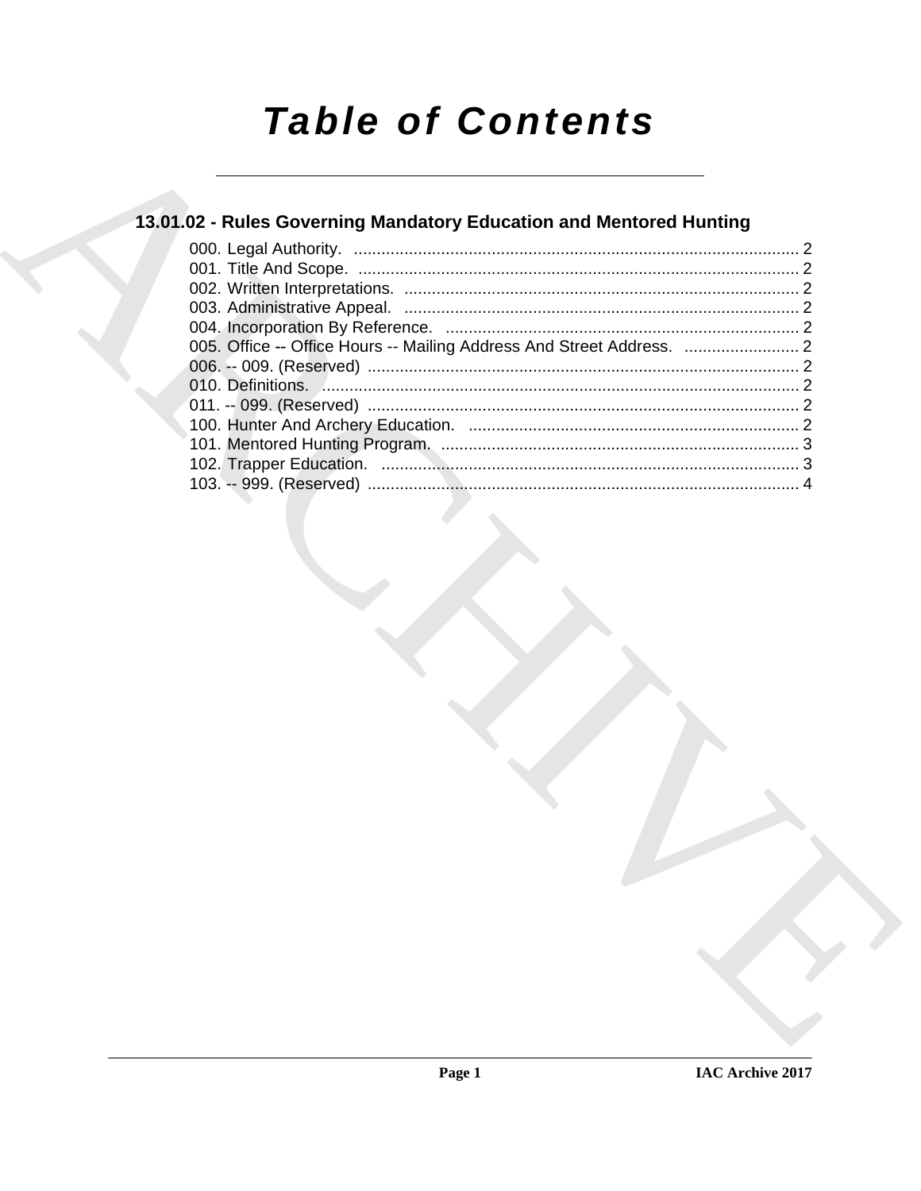# Table of Contents

## 13.01.02 - Rules Governing Mandatory Education and Mentored Hunting

000. Legal Authority. ........ 2
001. Title And Scope. ........ 2
002. Written Interpretations. ........ 2
003. Administrative Appeal. ........ 2
004. Incorporation By Reference. ........ 2
005. Office -- Office Hours -- Mailing Address And Street Address. ........ 2
006. -- 009. (Reserved) ........ 2
010. Definitions. ........ 2
011. -- 099. (Reserved) ........ 2
100. Hunter And Archery Education. ........ 2
101. Mentored Hunting Program. ........ 3
102. Trapper Education. ........ 3
103. -- 999. (Reserved) ........ 4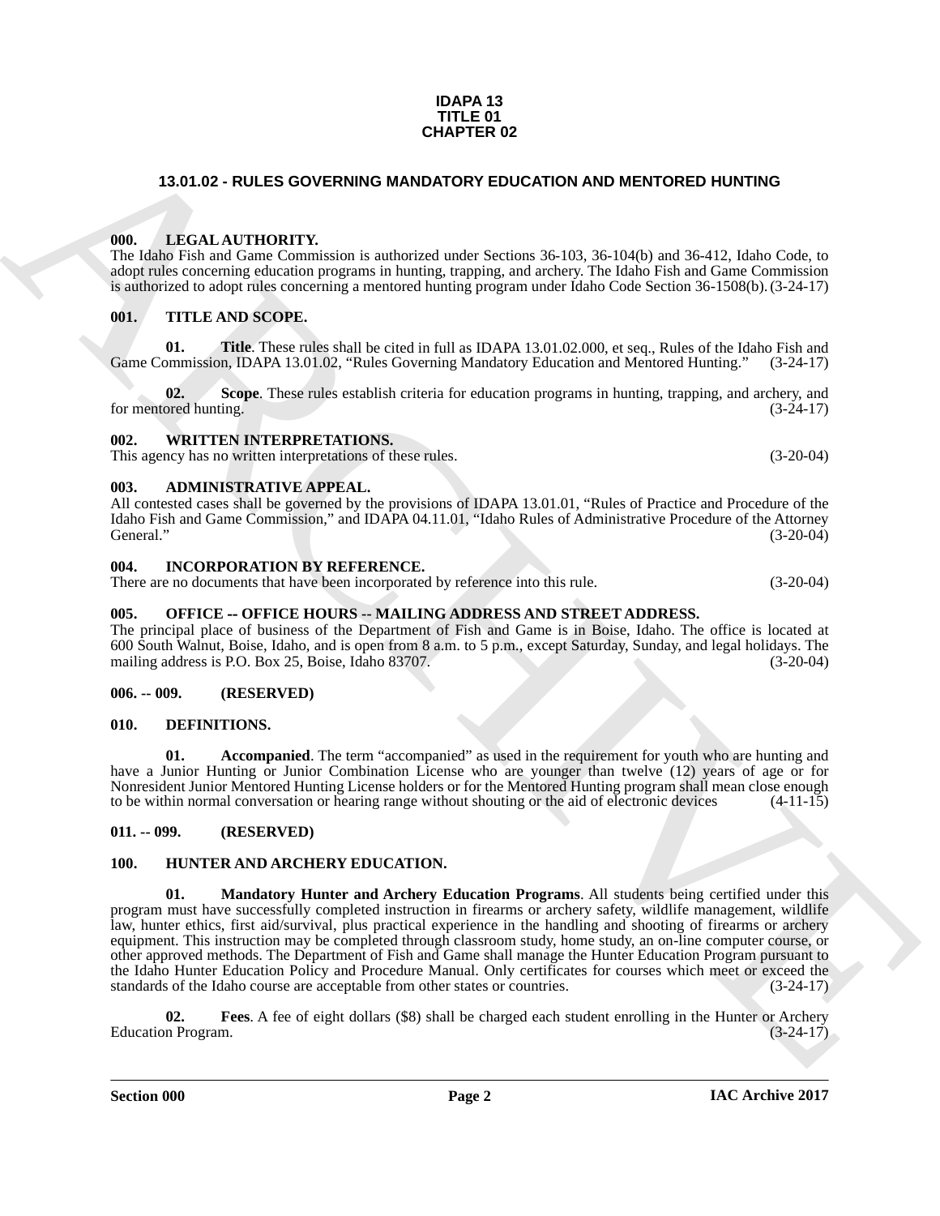**IDAPA 13**
**TITLE 01**
**CHAPTER 02**

## 13.01.02 - RULES GOVERNING MANDATORY EDUCATION AND MENTORED HUNTING

### 000. LEGAL AUTHORITY.

The Idaho Fish and Game Commission is authorized under Sections 36-103, 36-104(b) and 36-412, Idaho Code, to adopt rules concerning education programs in hunting, trapping, and archery. The Idaho Fish and Game Commission is authorized to adopt rules concerning a mentored hunting program under Idaho Code Section 36-1508(b). (3-24-17)

### 001. TITLE AND SCOPE.

**01. Title**. These rules shall be cited in full as IDAPA 13.01.02.000, et seq., Rules of the Idaho Fish and Game Commission, IDAPA 13.01.02, "Rules Governing Mandatory Education and Mentored Hunting." (3-24-17)

**02. Scope**. These rules establish criteria for education programs in hunting, trapping, and archery, and for mentored hunting. (3-24-17)

### 002. WRITTEN INTERPRETATIONS.

This agency has no written interpretations of these rules. (3-20-04)

### 003. ADMINISTRATIVE APPEAL.

All contested cases shall be governed by the provisions of IDAPA 13.01.01, "Rules of Practice and Procedure of the Idaho Fish and Game Commission," and IDAPA 04.11.01, "Idaho Rules of Administrative Procedure of the Attorney General." (3-20-04)

### 004. INCORPORATION BY REFERENCE.

There are no documents that have been incorporated by reference into this rule. (3-20-04)

### 005. OFFICE -- OFFICE HOURS -- MAILING ADDRESS AND STREET ADDRESS.

The principal place of business of the Department of Fish and Game is in Boise, Idaho. The office is located at 600 South Walnut, Boise, Idaho, and is open from 8 a.m. to 5 p.m., except Saturday, Sunday, and legal holidays. The mailing address is P.O. Box 25, Boise, Idaho 83707. (3-20-04)

### 006. -- 009. (RESERVED)

### 010. DEFINITIONS.

**01. Accompanied**. The term "accompanied" as used in the requirement for youth who are hunting and have a Junior Hunting or Junior Combination License who are younger than twelve (12) years of age or for Nonresident Junior Mentored Hunting License holders or for the Mentored Hunting program shall mean close enough to be within normal conversation or hearing range without shouting or the aid of electronic devices (4-11-15)

### 011. -- 099. (RESERVED)

### 100. HUNTER AND ARCHERY EDUCATION.

**01. Mandatory Hunter and Archery Education Programs**. All students being certified under this program must have successfully completed instruction in firearms or archery safety, wildlife management, wildlife law, hunter ethics, first aid/survival, plus practical experience in the handling and shooting of firearms or archery equipment. This instruction may be completed through classroom study, home study, an on-line computer course, or other approved methods. The Department of Fish and Game shall manage the Hunter Education Program pursuant to the Idaho Hunter Education Policy and Procedure Manual. Only certificates for courses which meet or exceed the standards of the Idaho course are acceptable from other states or countries. (3-24-17)

**02. Fees**. A fee of eight dollars ($8) shall be charged each student enrolling in the Hunter or Archery Education Program. (3-24-17)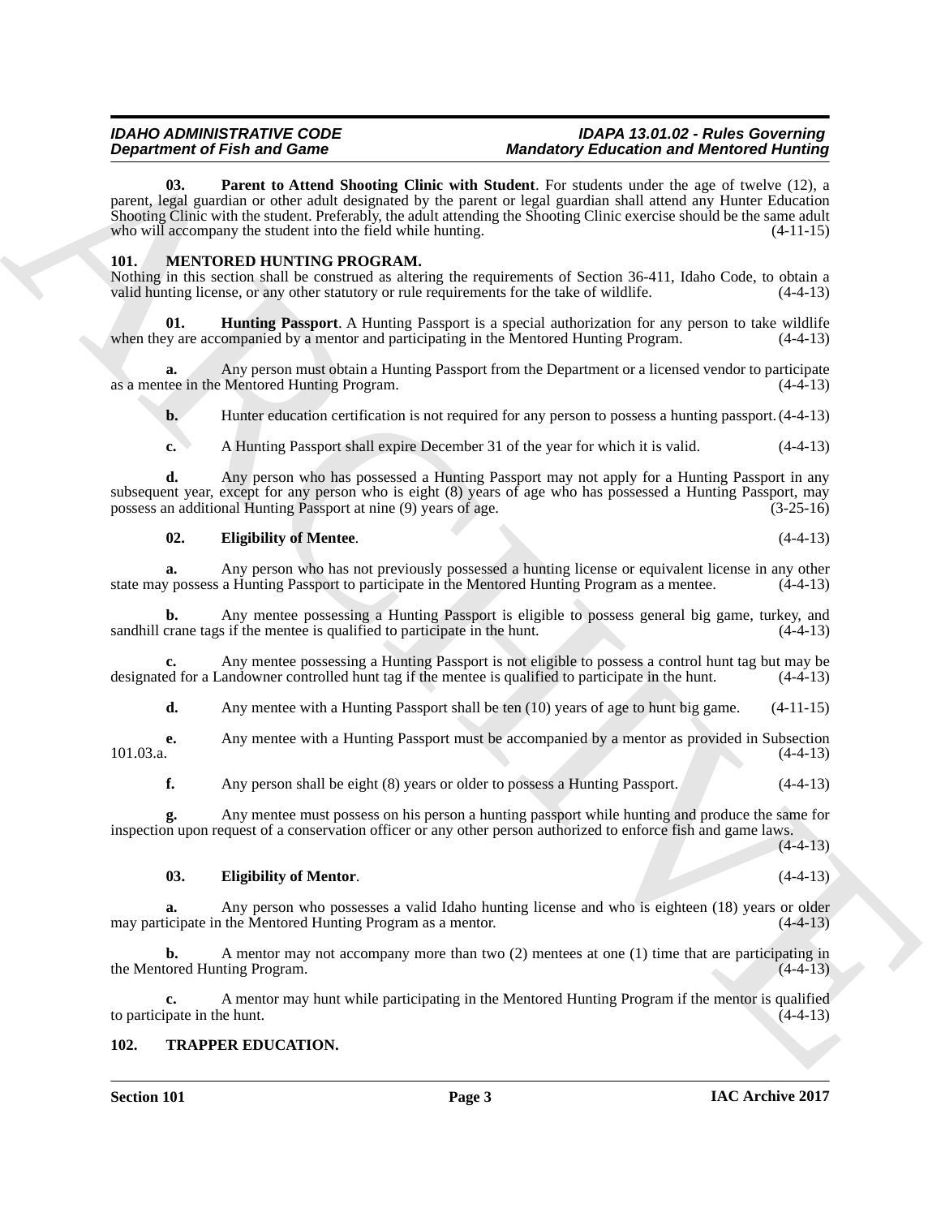**03. Parent to Attend Shooting Clinic with Student**. For students under the age of twelve (12), a parent, legal guardian or other adult designated by the parent or legal guardian shall attend any Hunter Education Shooting Clinic with the student. Preferably, the adult attending the Shooting Clinic exercise should be the same adult who will accompany the student into the field while hunting. (4-11-15)

## 101. MENTORED HUNTING PROGRAM.

Nothing in this section shall be construed as altering the requirements of Section 36-411, Idaho Code, to obtain a valid hunting license, or any other statutory or rule requirements for the take of wildlife. (4-4-13)

**01. Hunting Passport**. A Hunting Passport is a special authorization for any person to take wildlife when they are accompanied by a mentor and participating in the Mentored Hunting Program. (4-4-13)

**a.** Any person must obtain a Hunting Passport from the Department or a licensed vendor to participate as a mentee in the Mentored Hunting Program. (4-4-13)

**b.** Hunter education certification is not required for any person to possess a hunting passport. (4-4-13)

**c.** A Hunting Passport shall expire December 31 of the year for which it is valid. (4-4-13)

**d.** Any person who has possessed a Hunting Passport may not apply for a Hunting Passport in any subsequent year, except for any person who is eight (8) years of age who has possessed a Hunting Passport, may possess an additional Hunting Passport at nine (9) years of age. (3-25-16)

**02. Eligibility of Mentee**. (4-4-13)

**a.** Any person who has not previously possessed a hunting license or equivalent license in any other state may possess a Hunting Passport to participate in the Mentored Hunting Program as a mentee. (4-4-13)

**b.** Any mentee possessing a Hunting Passport is eligible to possess general big game, turkey, and sandhill crane tags if the mentee is qualified to participate in the hunt. (4-4-13)

**c.** Any mentee possessing a Hunting Passport is not eligible to possess a control hunt tag but may be designated for a Landowner controlled hunt tag if the mentee is qualified to participate in the hunt. (4-4-13)

**d.** Any mentee with a Hunting Passport shall be ten (10) years of age to hunt big game. (4-11-15)

**e.** Any mentee with a Hunting Passport must be accompanied by a mentor as provided in Subsection 101.03.a. (4-4-13)

**f.** Any person shall be eight (8) years or older to possess a Hunting Passport. (4-4-13)

**g.** Any mentee must possess on his person a hunting passport while hunting and produce the same for inspection upon request of a conservation officer or any other person authorized to enforce fish and game laws. (4-4-13)

**03. Eligibility of Mentor**. (4-4-13)

**a.** Any person who possesses a valid Idaho hunting license and who is eighteen (18) years or older may participate in the Mentored Hunting Program as a mentor. (4-4-13)

**b.** A mentor may not accompany more than two (2) mentees at one (1) time that are participating in the Mentored Hunting Program. (4-4-13)

**c.** A mentor may hunt while participating in the Mentored Hunting Program if the mentor is qualified to participate in the hunt. (4-4-13)

## 102. TRAPPER EDUCATION.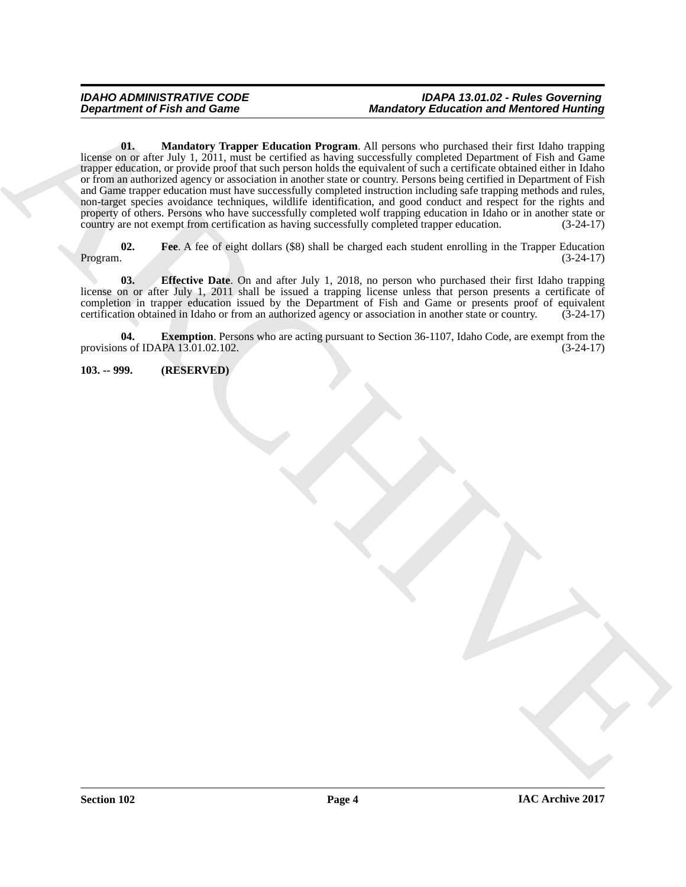**01. Mandatory Trapper Education Program**. All persons who purchased their first Idaho trapping license on or after July 1, 2011, must be certified as having successfully completed Department of Fish and Game trapper education, or provide proof that such person holds the equivalent of such a certificate obtained either in Idaho or from an authorized agency or association in another state or country. Persons being certified in Department of Fish and Game trapper education must have successfully completed instruction including safe trapping methods and rules, non-target species avoidance techniques, wildlife identification, and good conduct and respect for the rights and property of others. Persons who have successfully completed wolf trapping education in Idaho or in another state or country are not exempt from certification as having successfully completed trapper education. (3-24-17)

**02. Fee**. A fee of eight dollars ($8) shall be charged each student enrolling in the Trapper Education Program. (3-24-17)

**03. Effective Date**. On and after July 1, 2018, no person who purchased their first Idaho trapping license on or after July 1, 2011 shall be issued a trapping license unless that person presents a certificate of completion in trapper education issued by the Department of Fish and Game or presents proof of equivalent certification obtained in Idaho or from an authorized agency or association in another state or country. (3-24-17)

**04. Exemption**. Persons who are acting pursuant to Section 36-1107, Idaho Code, are exempt from the provisions of IDAPA 13.01.02.102. (3-24-17)

**103. -- 999. (RESERVED)**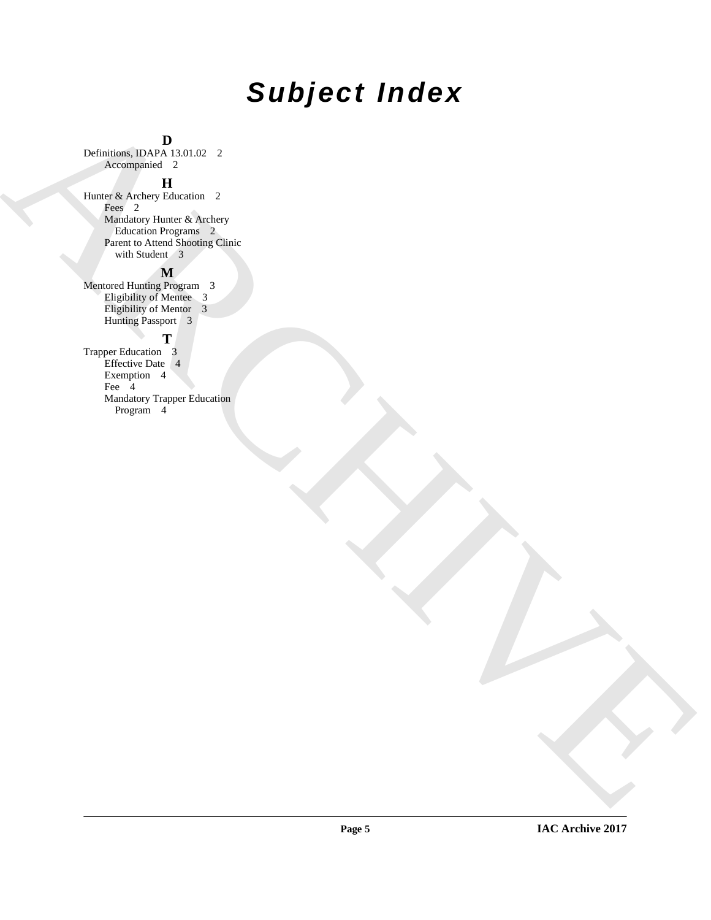# *Subject Index*

**D**

Definitions, IDAPA 13.01.02 2
- Accompanied 2

**H**

Hunter & Archery Education 2
- Fees 2
- Mandatory Hunter & Archery Education Programs 2
- Parent to Attend Shooting Clinic with Student 3

**M**

Mentored Hunting Program 3
- Eligibility of Mentee 3
- Eligibility of Mentor 3
- Hunting Passport 3

**T**

Trapper Education 3
- Effective Date 4
- Exemption 4
- Fee 4
- Mandatory Trapper Education Program 4